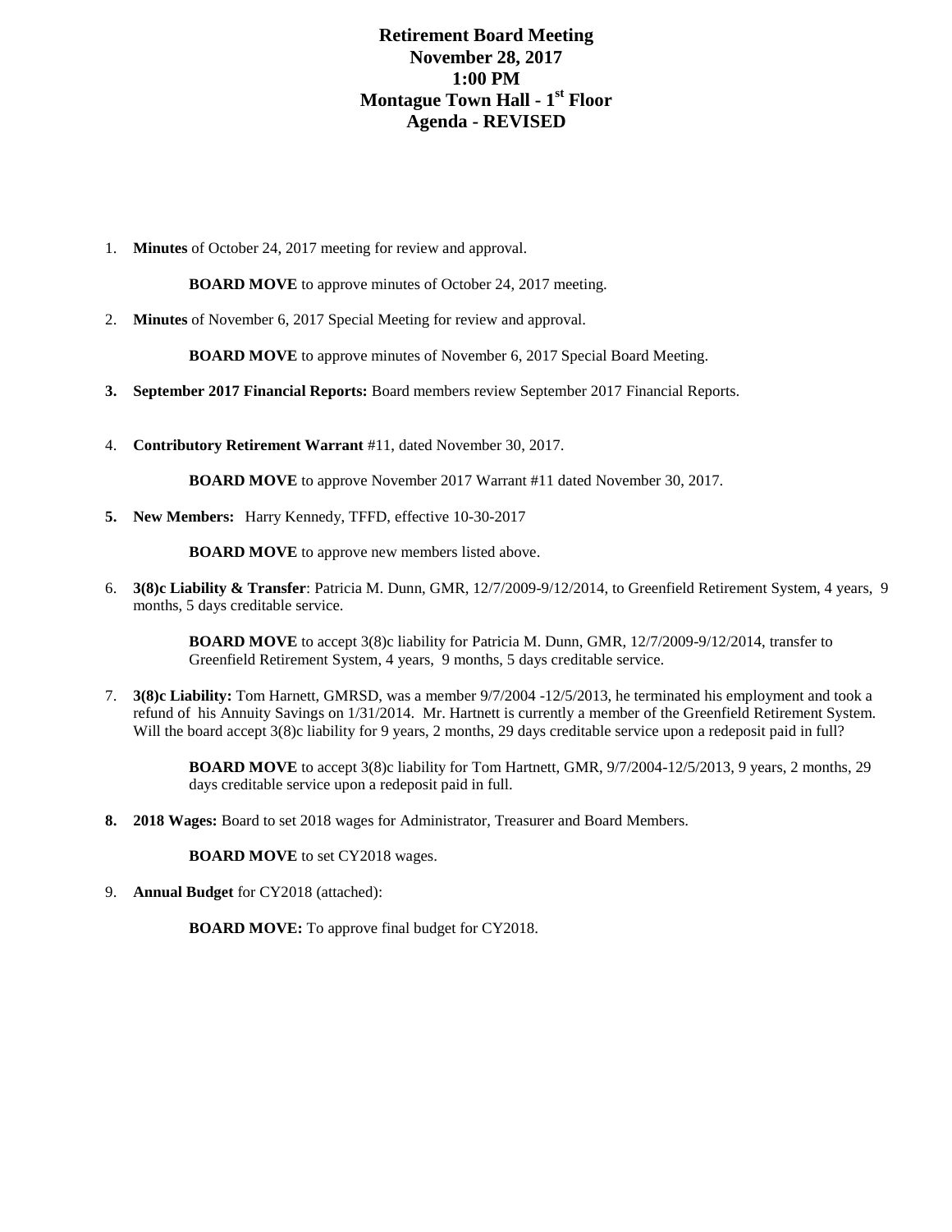# Retirement Board Meeting
## November 28, 2017
## 1:00 PM
## Montague Town Hall - 1st Floor
## Agenda - REVISED

1. **Minutes** of October 24, 2017 meeting for review and approval.

   **BOARD MOVE** to approve minutes of October 24, 2017 meeting.

2. **Minutes** of November 6, 2017 Special Meeting for review and approval.

   **BOARD MOVE** to approve minutes of November 6, 2017 Special Board Meeting.

3. **September 2017 Financial Reports:** Board members review September 2017 Financial Reports.

4. **Contributory Retirement Warrant** #11, dated November 30, 2017.

   **BOARD MOVE** to approve November 2017 Warrant #11 dated November 30, 2017.

5. **New Members:** Harry Kennedy, TFFD, effective 10-30-2017

   **BOARD MOVE** to approve new members listed above.

6. **3(8)c Liability & Transfer**: Patricia M. Dunn, GMR, 12/7/2009-9/12/2014, to Greenfield Retirement System, 4 years, 9 months, 5 days creditable service.

   **BOARD MOVE** to accept 3(8)c liability for Patricia M. Dunn, GMR, 12/7/2009-9/12/2014, transfer to Greenfield Retirement System, 4 years, 9 months, 5 days creditable service.

7. **3(8)c Liability:** Tom Harnett, GMRSD, was a member 9/7/2004 -12/5/2013, he terminated his employment and took a refund of his Annuity Savings on 1/31/2014. Mr. Hartnett is currently a member of the Greenfield Retirement System. Will the board accept 3(8)c liability for 9 years, 2 months, 29 days creditable service upon a redeposit paid in full?

   **BOARD MOVE** to accept 3(8)c liability for Tom Hartnett, GMR, 9/7/2004-12/5/2013, 9 years, 2 months, 29 days creditable service upon a redeposit paid in full.

8. **2018 Wages:** Board to set 2018 wages for Administrator, Treasurer and Board Members.

   **BOARD MOVE** to set CY2018 wages.

9. **Annual Budget** for CY2018 (attached):

   **BOARD MOVE:** To approve final budget for CY2018.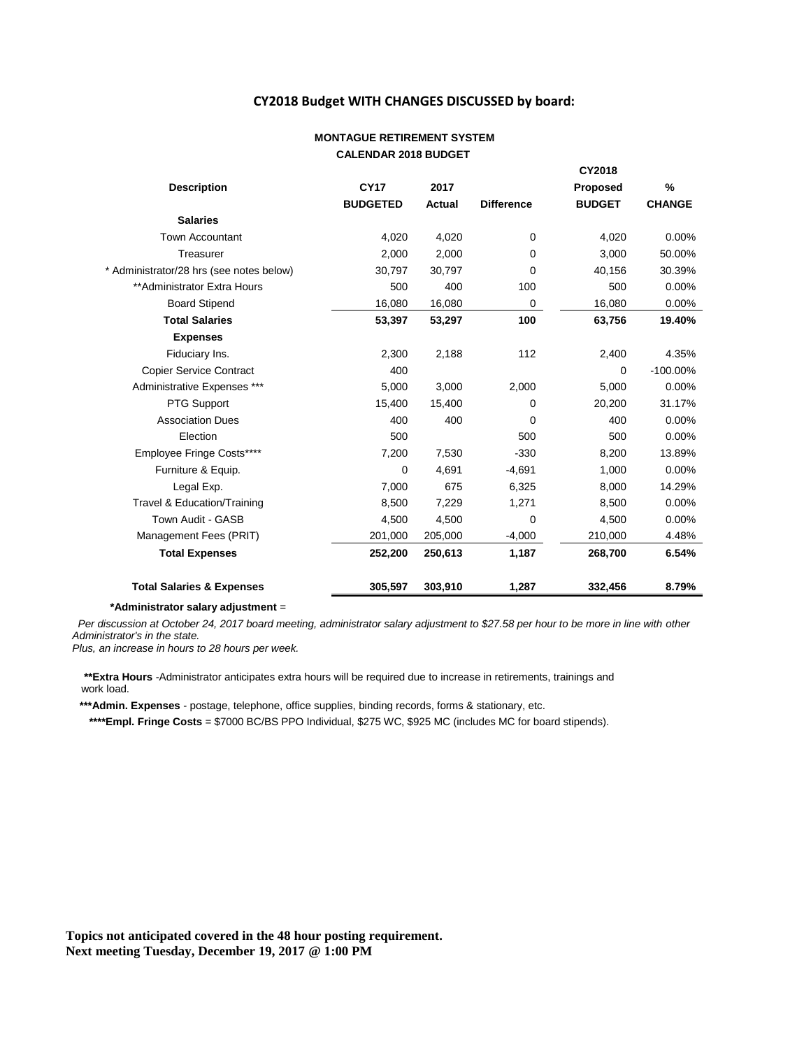## CY2018 Budget WITH CHANGES DISCUSSED by board:

**MONTAGUE RETIREMENT SYSTEM**
**CALENDAR 2018 BUDGET**

| Description | CY17 BUDGETED | 2017 Actual | Difference | CY2018 Proposed BUDGET | % CHANGE |
|---|---|---|---|---|---|
| **Salaries** | | | | | |
| Town Accountant | 4,020 | 4,020 | 0 | 4,020 | 0.00% |
| Treasurer | 2,000 | 2,000 | 0 | 3,000 | 50.00% |
| * Administrator/28 hrs (see notes below) | 30,797 | 30,797 | 0 | 40,156 | 30.39% |
| **Administrator Extra Hours | 500 | 400 | 100 | 500 | 0.00% |
| Board Stipend | 16,080 | 16,080 | 0 | 16,080 | 0.00% |
| **Total Salaries** | **53,397** | **53,297** | **100** | **63,756** | **19.40%** |
| **Expenses** | | | | | |
| Fiduciary Ins. | 2,300 | 2,188 | 112 | 2,400 | 4.35% |
| Copier Service Contract | 400 | | | 0 | -100.00% |
| Administrative Expenses *** | 5,000 | 3,000 | 2,000 | 5,000 | 0.00% |
| PTG Support | 15,400 | 15,400 | 0 | 20,200 | 31.17% |
| Association Dues | 400 | 400 | 0 | 400 | 0.00% |
| Election | 500 | | 500 | 500 | 0.00% |
| Employee Fringe Costs**** | 7,200 | 7,530 | -330 | 8,200 | 13.89% |
| Furniture & Equip. | 0 | 4,691 | -4,691 | 1,000 | 0.00% |
| Legal Exp. | 7,000 | 675 | 6,325 | 8,000 | 14.29% |
| Travel & Education/Training | 8,500 | 7,229 | 1,271 | 8,500 | 0.00% |
| Town Audit - GASB | 4,500 | 4,500 | 0 | 4,500 | 0.00% |
| Management Fees (PRIT) | 201,000 | 205,000 | -4,000 | 210,000 | 4.48% |
| **Total Expenses** | **252,200** | **250,613** | **1,187** | **268,700** | **6.54%** |
| **Total Salaries & Expenses** | **305,597** | **303,910** | **1,287** | **332,456** | **8.79%** |

**\*Administrator salary adjustment** =

*Per discussion at October 24, 2017 board meeting, administrator salary adjustment to $27.58 per hour to be more in line with other Administrator's in the state.*
*Plus, an increase in hours to 28 hours per week.*

**\*\*Extra Hours** -Administrator anticipates extra hours will be required due to increase in retirements, trainings and work load.

**\*\*\*Admin. Expenses** - postage, telephone, office supplies, binding records, forms & stationary, etc.

**\*\*\*\*Empl. Fringe Costs** = $7000 BC/BS PPO Individual, $275 WC, $925 MC (includes MC for board stipends).

**Topics not anticipated covered in the 48 hour posting requirement.**
**Next meeting Tuesday, December 19, 2017 @ 1:00 PM**